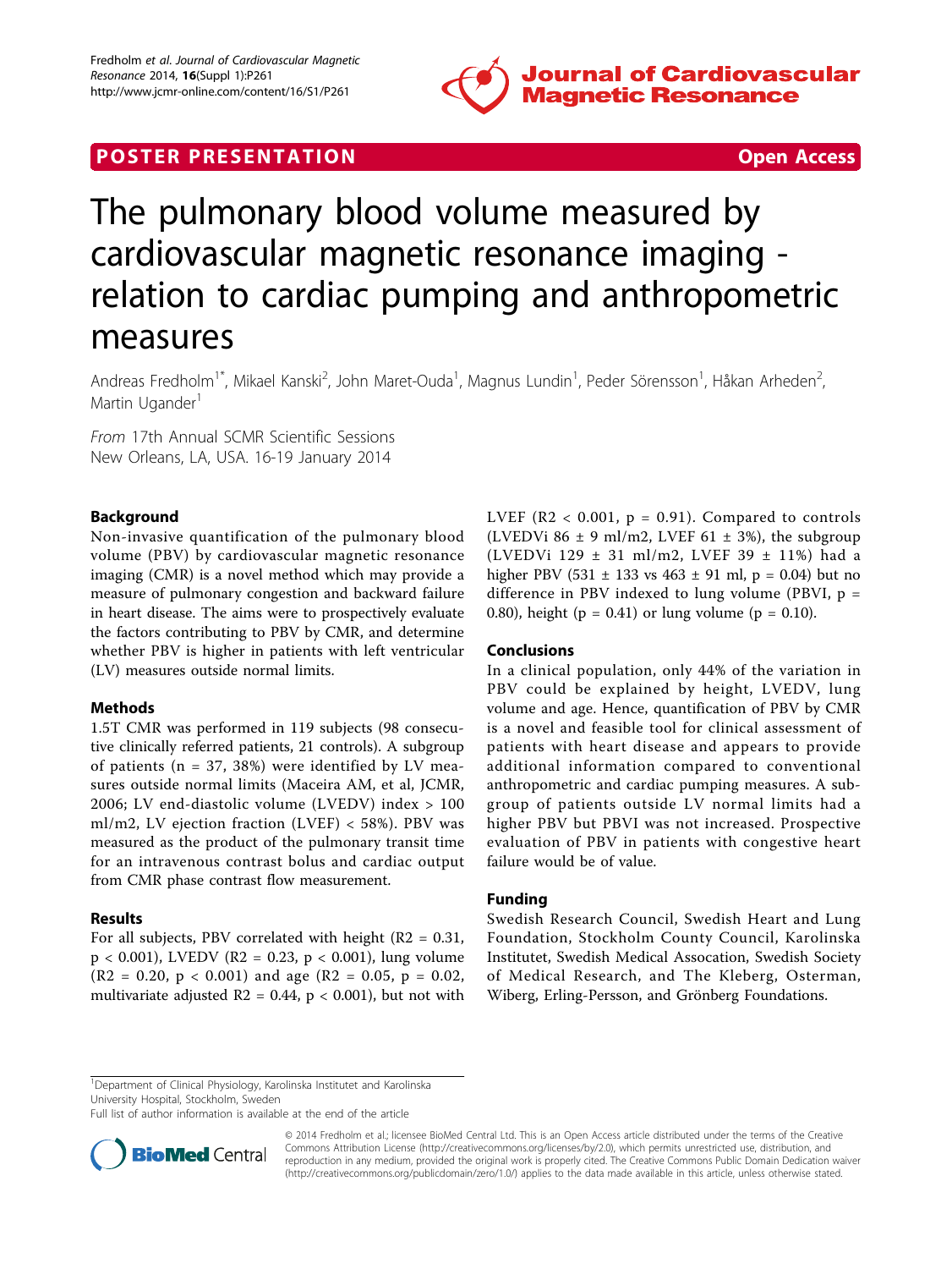POSTER PRESENTATION | Open Access

# The pulmonary blood volume measured by cardiovascular magnetic resonance imaging - relation to cardiac pumping and anthropometric measures

Andreas Fredholm[1*], Mikael Kanski[2], John Maret-Ouda[1], Magnus Lundin[1], Peder Sörensson[1], Håkan Arheden[2], Martin Ugander[1]

*From* 17th Annual SCMR Scientific Sessions
New Orleans, LA, USA. 16-19 January 2014

## Background

Non-invasive quantification of the pulmonary blood volume (PBV) by cardiovascular magnetic resonance imaging (CMR) is a novel method which may provide a measure of pulmonary congestion and backward failure in heart disease. The aims were to prospectively evaluate the factors contributing to PBV by CMR, and determine whether PBV is higher in patients with left ventricular (LV) measures outside normal limits.

## Methods

1.5T CMR was performed in 119 subjects (98 consecutive clinically referred patients, 21 controls). A subgroup of patients (n = 37, 38%) were identified by LV measures outside normal limits (Maceira AM, et al, JCMR, 2006; LV end-diastolic volume (LVEDV) index > 100 ml/m2, LV ejection fraction (LVEF) < 58%). PBV was measured as the product of the pulmonary transit time for an intravenous contrast bolus and cardiac output from CMR phase contrast flow measurement.

## Results

For all subjects, PBV correlated with height ($R^2 = 0.31$, $p < 0.001$), LVEDV ($R^2 = 0.23$, $p < 0.001$), lung volume ($R^2 = 0.20$, $p < 0.001$) and age ($R^2 = 0.05$, $p = 0.02$, multivariate adjusted $R^2 = 0.44$, $p < 0.001$), but not with LVEF ($R^2 < 0.001$, $p = 0.91$). Compared to controls (LVEDVi 86 ± 9 ml/m2, LVEF 61 ± 3%), the subgroup (LVEDVi 129 ± 31 ml/m2, LVEF 39 ± 11%) had a higher PBV (531 ± 133 vs 463 ± 91 ml, $p = 0.04$) but no difference in PBV indexed to lung volume (PBVI, $p = 0.80$), height ($p = 0.41$) or lung volume ($p = 0.10$).

## Conclusions

In a clinical population, only 44% of the variation in PBV could be explained by height, LVEDV, lung volume and age. Hence, quantification of PBV by CMR is a novel and feasible tool for clinical assessment of patients with heart disease and appears to provide additional information compared to conventional anthropometric and cardiac pumping measures. A subgroup of patients outside LV normal limits had a higher PBV but PBVI was not increased. Prospective evaluation of PBV in patients with congestive heart failure would be of value.

## Funding

Swedish Research Council, Swedish Heart and Lung Foundation, Stockholm County Council, Karolinska Institutet, Swedish Medical Assocation, Swedish Society of Medical Research, and The Kleberg, Osterman, Wiberg, Erling-Persson, and Grönberg Foundations.

[1]Department of Clinical Physiology, Karolinska Institutet and Karolinska University Hospital, Stockholm, Sweden
Full list of author information is available at the end of the article

© 2014 Fredholm et al.; licensee BioMed Central Ltd. This is an Open Access article distributed under the terms of the Creative Commons Attribution License (http://creativecommons.org/licenses/by/2.0), which permits unrestricted use, distribution, and reproduction in any medium, provided the original work is properly cited. The Creative Commons Public Domain Dedication waiver (http://creativecommons.org/publicdomain/zero/1.0/) applies to the data made available in this article, unless otherwise stated.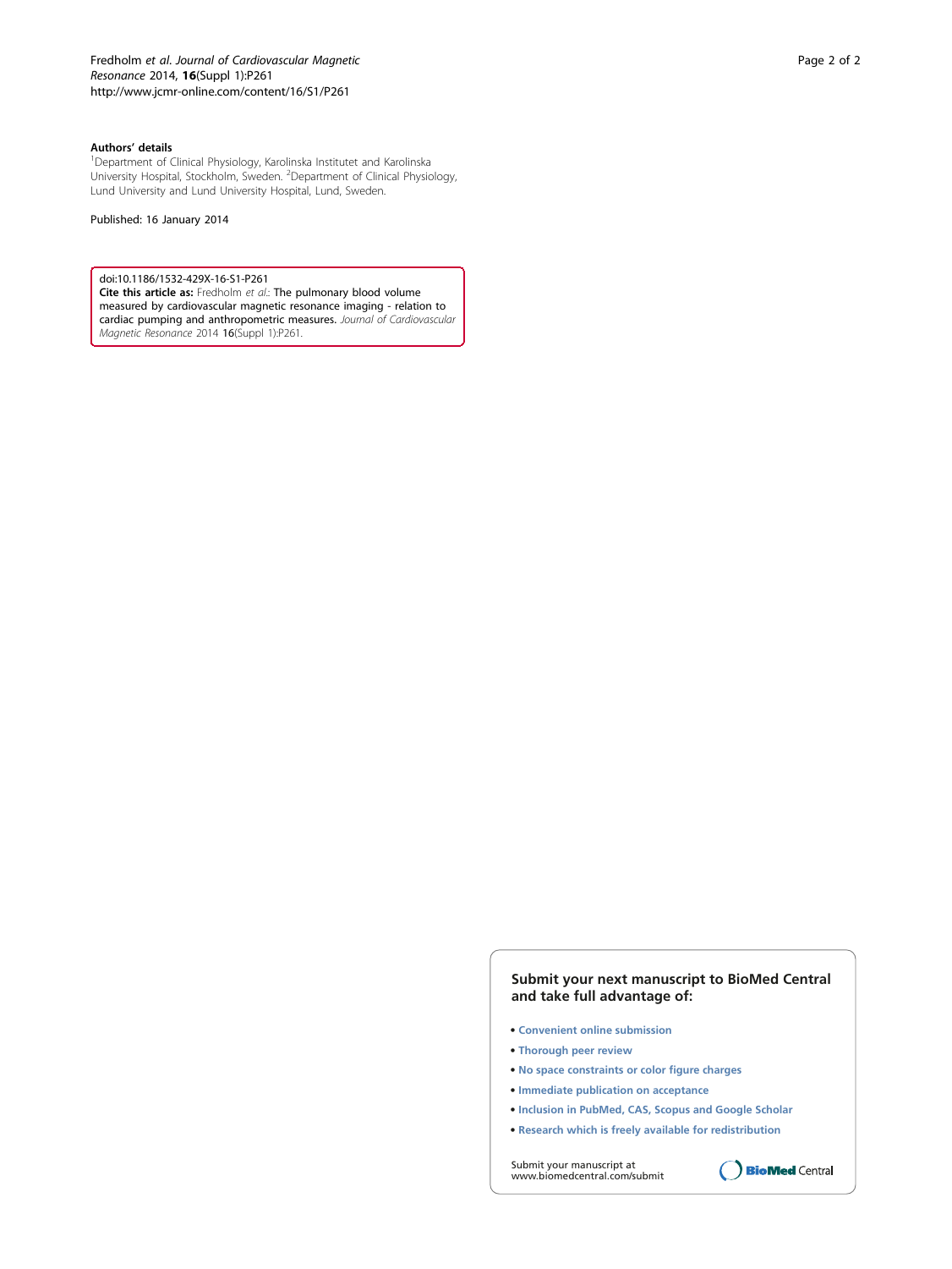### Authors' details

[1]Department of Clinical Physiology, Karolinska Institutet and Karolinska University Hospital, Stockholm, Sweden. [2]Department of Clinical Physiology, Lund University and Lund University Hospital, Lund, Sweden.

Published: 16 January 2014

doi:10.1186/1532-429X-16-S1-P261

**Cite this article as:** Fredholm *et al.*: The pulmonary blood volume measured by cardiovascular magnetic resonance imaging - relation to cardiac pumping and anthropometric measures. *Journal of Cardiovascular Magnetic Resonance* 2014 **16**(Suppl 1):P261.

**Submit your next manuscript to BioMed Central and take full advantage of:**

- **Convenient online submission**
- **Thorough peer review**
- **No space constraints or color figure charges**
- **Immediate publication on acceptance**
- **Inclusion in PubMed, CAS, Scopus and Google Scholar**
- **Research which is freely available for redistribution**

Submit your manuscript at
www.biomedcentral.com/submit

BioMed Central